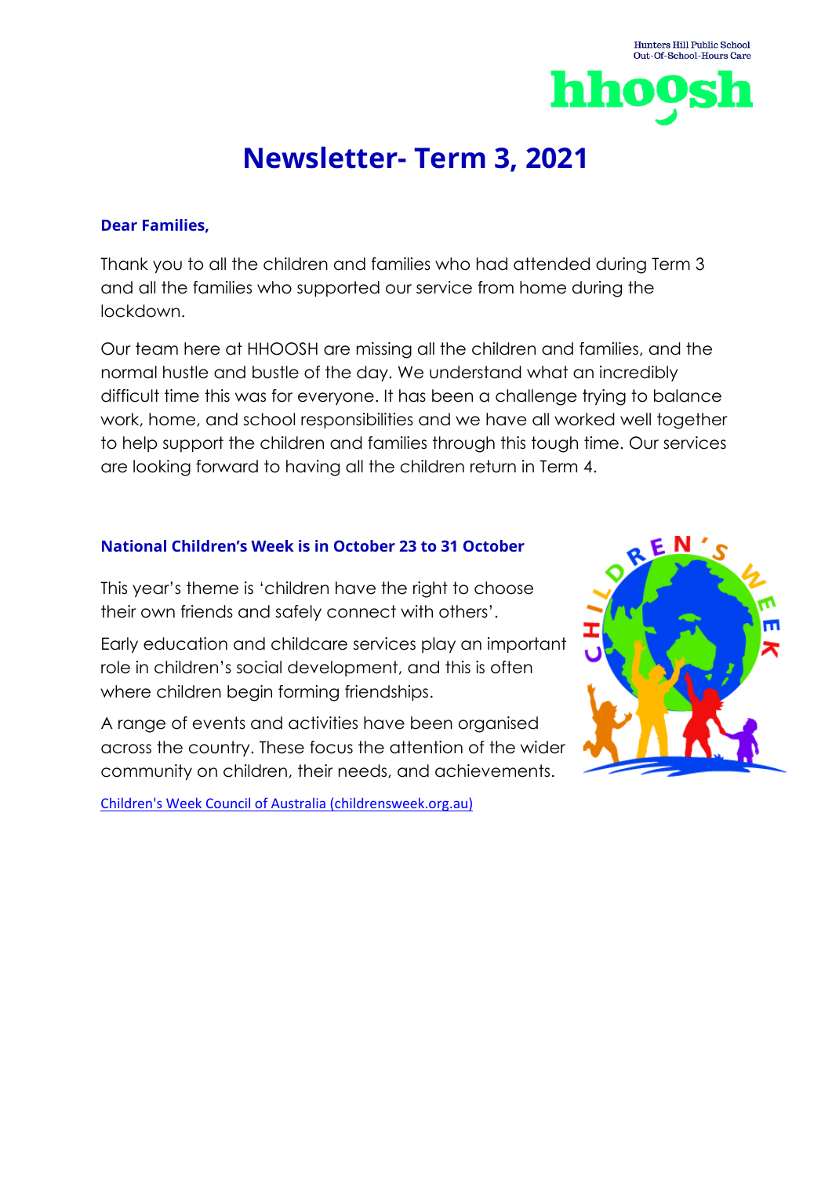Hunters Hill Public School
Out-Of-School-Hours Care

hhoosh

# Newsletter- Term 3, 2021

**Dear Families,**

Thank you to all the children and families who had attended during Term 3 and all the families who supported our service from home during the lockdown.

Our team here at HHOOSH are missing all the children and families, and the normal hustle and bustle of the day. We understand what an incredibly difficult time this was for everyone. It has been a challenge trying to balance work, home, and school responsibilities and we have all worked well together to help support the children and families through this tough time. Our services are looking forward to having all the children return in Term 4.

## National Children's Week is in October 23 to 31 October

This year's theme is 'children have the right to choose their own friends and safely connect with others'.

Early education and childcare services play an important role in children's social development, and this is often where children begin forming friendships.

A range of events and activities have been organised across the country. These focus the attention of the wider community on children, their needs, and achievements.

[Children's Week Council of Australia (childrensweek.org.au)](childrensweek.org.au)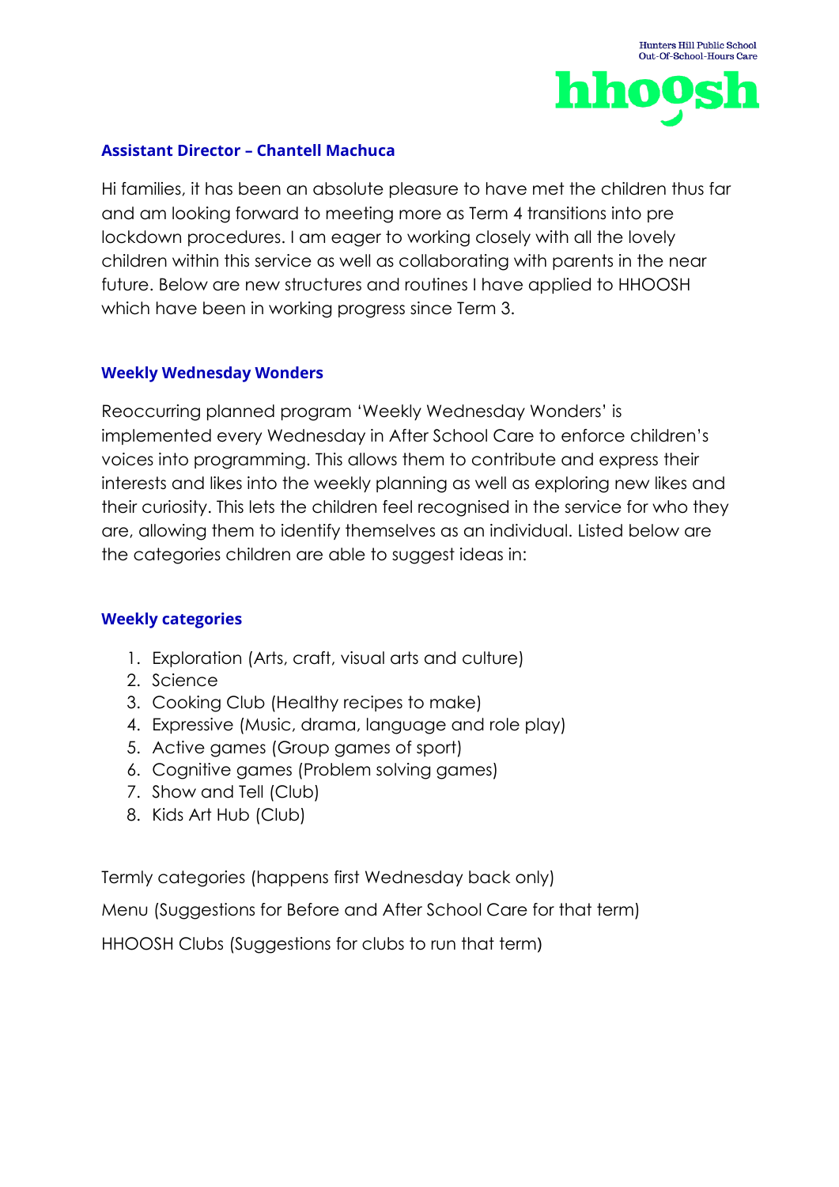## Assistant Director – Chantell Machuca

Hi families, it has been an absolute pleasure to have met the children thus far and am looking forward to meeting more as Term 4 transitions into pre lockdown procedures. I am eager to working closely with all the lovely children within this service as well as collaborating with parents in the near future. Below are new structures and routines I have applied to HHOOSH which have been in working progress since Term 3.

## Weekly Wednesday Wonders

Reoccurring planned program 'Weekly Wednesday Wonders' is implemented every Wednesday in After School Care to enforce children's voices into programming. This allows them to contribute and express their interests and likes into the weekly planning as well as exploring new likes and their curiosity. This lets the children feel recognised in the service for who they are, allowing them to identify themselves as an individual. Listed below are the categories children are able to suggest ideas in:

## Weekly categories

1. Exploration (Arts, craft, visual arts and culture)
2. Science
3. Cooking Club (Healthy recipes to make)
4. Expressive (Music, drama, language and role play)
5. Active games (Group games of sport)
6. Cognitive games (Problem solving games)
7. Show and Tell (Club)
8. Kids Art Hub (Club)

Termly categories (happens first Wednesday back only)

Menu (Suggestions for Before and After School Care for that term)

HHOOSH Clubs (Suggestions for clubs to run that term)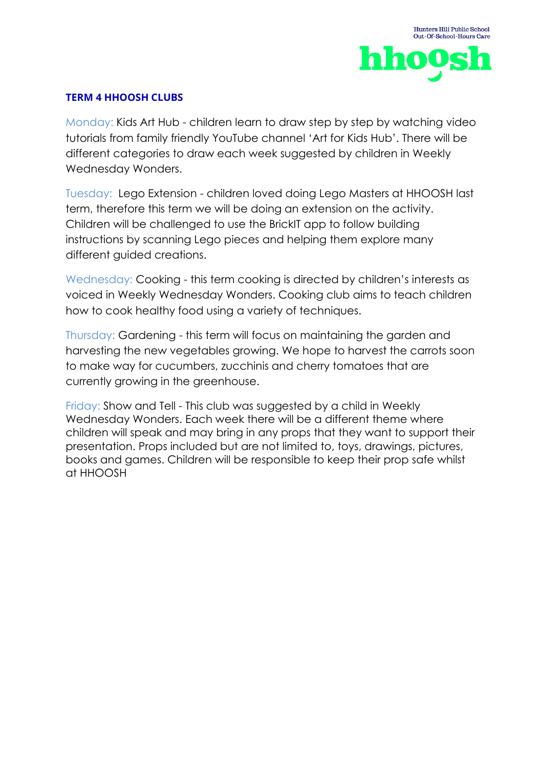## TERM 4 HHOOSH CLUBS

Monday: Kids Art Hub - children learn to draw step by step by watching video tutorials from family friendly YouTube channel 'Art for Kids Hub'. There will be different categories to draw each week suggested by children in Weekly Wednesday Wonders.

Tuesday: Lego Extension - children loved doing Lego Masters at HHOOSH last term, therefore this term we will be doing an extension on the activity. Children will be challenged to use the BrickIT app to follow building instructions by scanning Lego pieces and helping them explore many different guided creations.

Wednesday: Cooking - this term cooking is directed by children's interests as voiced in Weekly Wednesday Wonders. Cooking club aims to teach children how to cook healthy food using a variety of techniques.

Thursday: Gardening - this term will focus on maintaining the garden and harvesting the new vegetables growing. We hope to harvest the carrots soon to make way for cucumbers, zucchinis and cherry tomatoes that are currently growing in the greenhouse.

Friday: Show and Tell - This club was suggested by a child in Weekly Wednesday Wonders. Each week there will be a different theme where children will speak and may bring in any props that they want to support their presentation. Props included but are not limited to, toys, drawings, pictures, books and games. Children will be responsible to keep their prop safe whilst at HHOOSH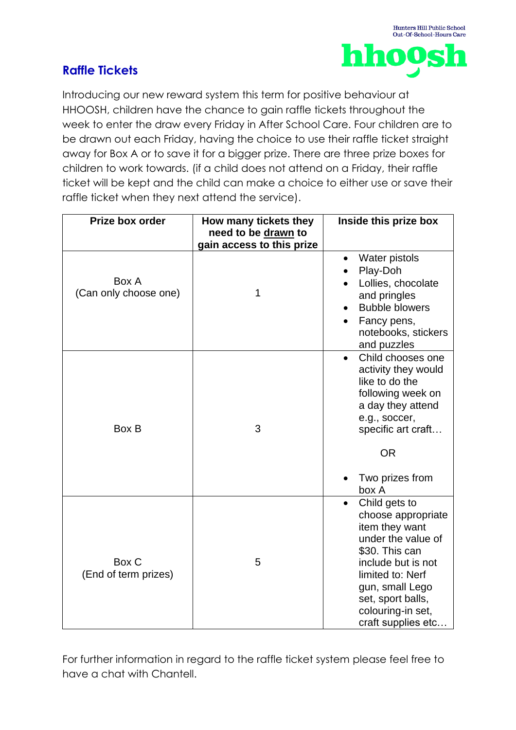## Raffle Tickets

Introducing our new reward system this term for positive behaviour at HHOOSH, children have the chance to gain raffle tickets throughout the week to enter the draw every Friday in After School Care. Four children are to be drawn out each Friday, having the choice to use their raffle ticket straight away for Box A or to save it for a bigger prize. There are three prize boxes for children to work towards. (if a child does not attend on a Friday, their raffle ticket will be kept and the child can make a choice to either use or save their raffle ticket when they next attend the service).

| Prize box order | How many tickets they need to be drawn to gain access to this prize | Inside this prize box |
|---|---|---|
| Box A (Can only choose one) | 1 | • Water pistols<br>• Play-Doh<br>• Lollies, chocolate and pringles<br>• Bubble blowers<br>• Fancy pens, notebooks, stickers and puzzles |
| Box B | 3 | • Child chooses one activity they would like to do the following week on a day they attend e.g., soccer, specific art craft…<br>OR<br>• Two prizes from box A |
| Box C (End of term prizes) | 5 | • Child gets to choose appropriate item they want under the value of $30. This can include but is not limited to: Nerf gun, small Lego set, sport balls, colouring-in set, craft supplies etc… |

For further information in regard to the raffle ticket system please feel free to have a chat with Chantell.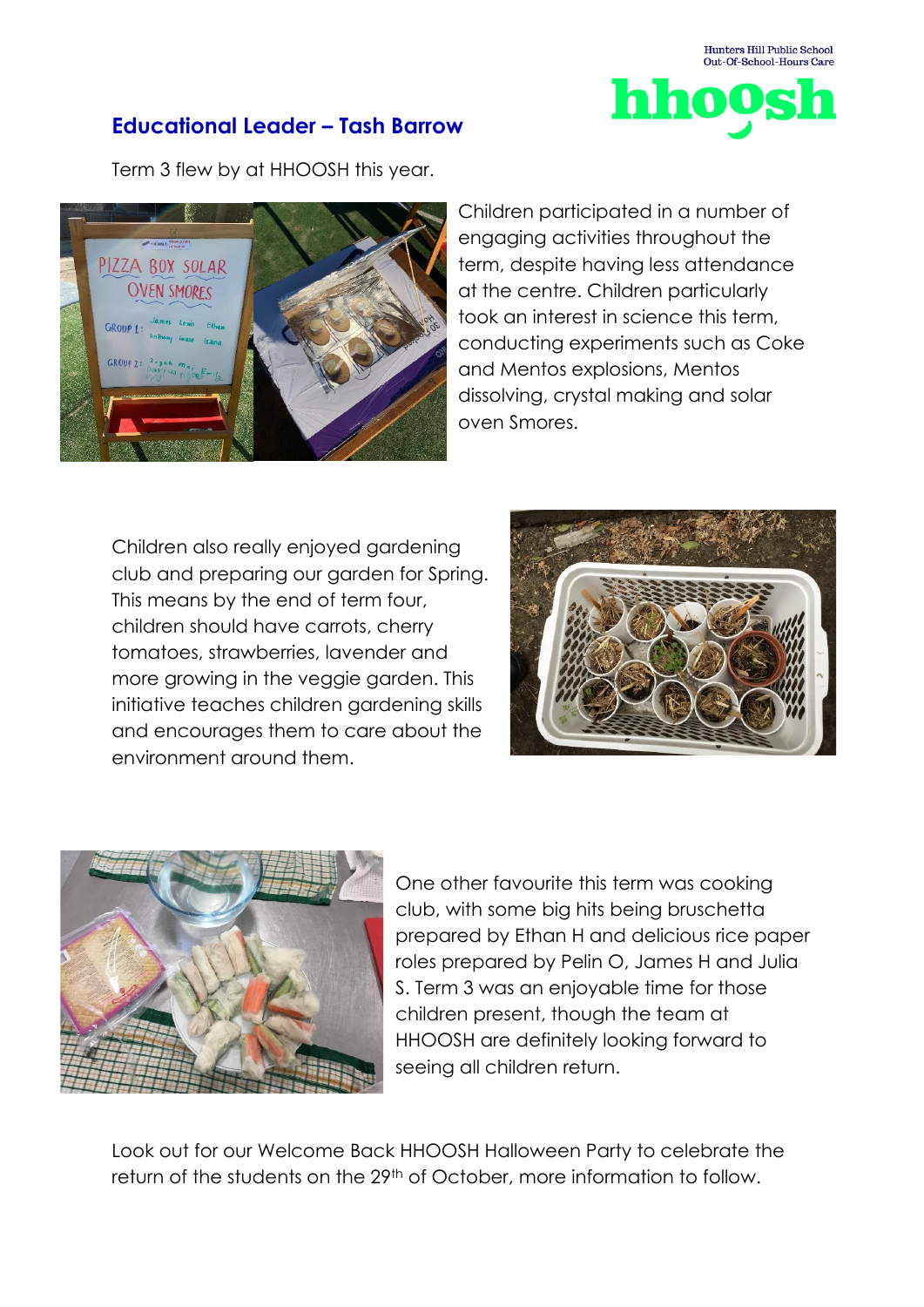## Educational Leader – Tash Barrow

Term 3 flew by at HHOOSH this year.

Children participated in a number of engaging activities throughout the term, despite having less attendance at the centre. Children particularly took an interest in science this term, conducting experiments such as Coke and Mentos explosions, Mentos dissolving, crystal making and solar oven Smores.

Children also really enjoyed gardening club and preparing our garden for Spring. This means by the end of term four, children should have carrots, cherry tomatoes, strawberries, lavender and more growing in the veggie garden. This initiative teaches children gardening skills and encourages them to care about the environment around them.

One other favourite this term was cooking club, with some big hits being bruschetta prepared by Ethan H and delicious rice paper roles prepared by Pelin O, James H and Julia S. Term 3 was an enjoyable time for those children present, though the team at HHOOSH are definitely looking forward to seeing all children return.

Look out for our Welcome Back HHOOSH Halloween Party to celebrate the return of the students on the 29th of October, more information to follow.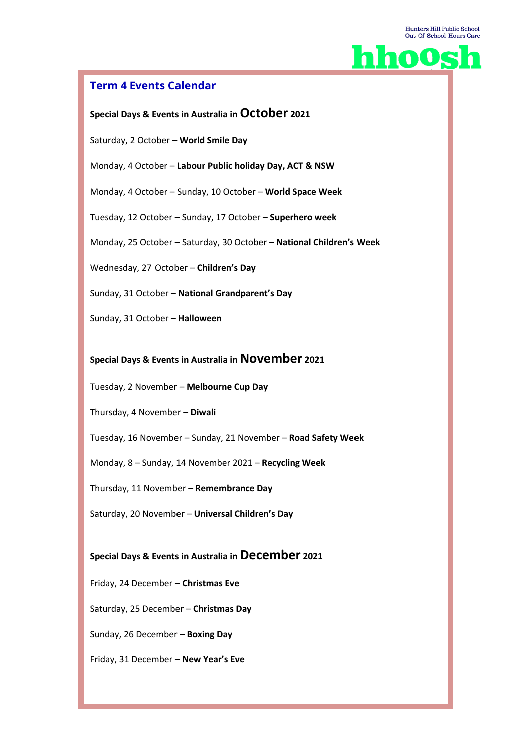Hunters Hill Public School
Out-Of-School-Hours Care

**hhoosh**

## Term 4 Events Calendar

### Special Days & Events in Australia in October 2021

Saturday, 2 October – **World Smile Day**

Monday, 4 October – **Labour Public holiday Day, ACT & NSW**

Monday, 4 October – Sunday, 10 October – **World Space Week**

Tuesday, 12 October – Sunday, 17 October – **Superhero week**

Monday, 25 October – Saturday, 30 October – **National Children's Week**

Wednesday, 27 October – **Children's Day**

Sunday, 31 October – **National Grandparent's Day**

Sunday, 31 October – **Halloween**

### Special Days & Events in Australia in November 2021

Tuesday, 2 November – **Melbourne Cup Day**

Thursday, 4 November – **Diwali**

Tuesday, 16 November – Sunday, 21 November – **Road Safety Week**

Monday, 8 – Sunday, 14 November 2021 – **Recycling Week**

Thursday, 11 November – **Remembrance Day**

Saturday, 20 November – **Universal Children's Day**

### Special Days & Events in Australia in December 2021

Friday, 24 December – **Christmas Eve**

Saturday, 25 December – **Christmas Day**

Sunday, 26 December – **Boxing Day**

Friday, 31 December – **New Year's Eve**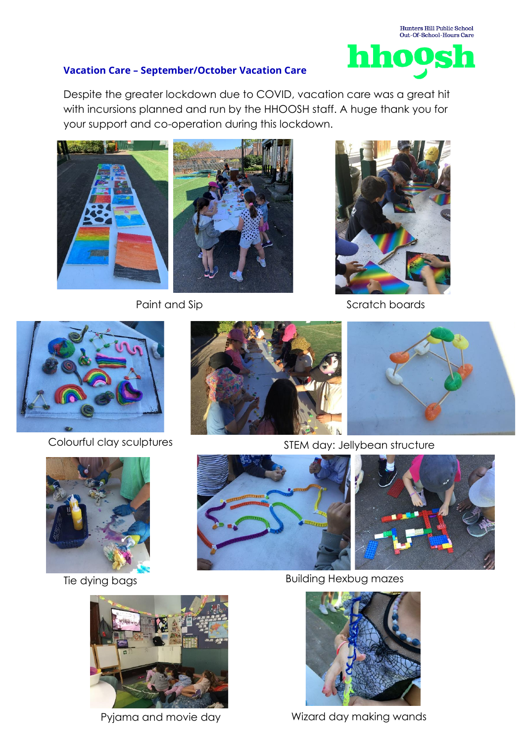Hunters Hill Public School
Out-Of-School-Hours Care

hhoosh

## Vacation Care – September/October Vacation Care

Despite the greater lockdown due to COVID, vacation care was a great hit with incursions planned and run by the HHOOSH staff. A huge thank you for your support and co-operation during this lockdown.

Paint and Sip

Scratch boards

Colourful clay sculptures

STEM day: Jellybean structure

Tie dying bags

Building Hexbug mazes

Pyjama and movie day

Wizard day making wands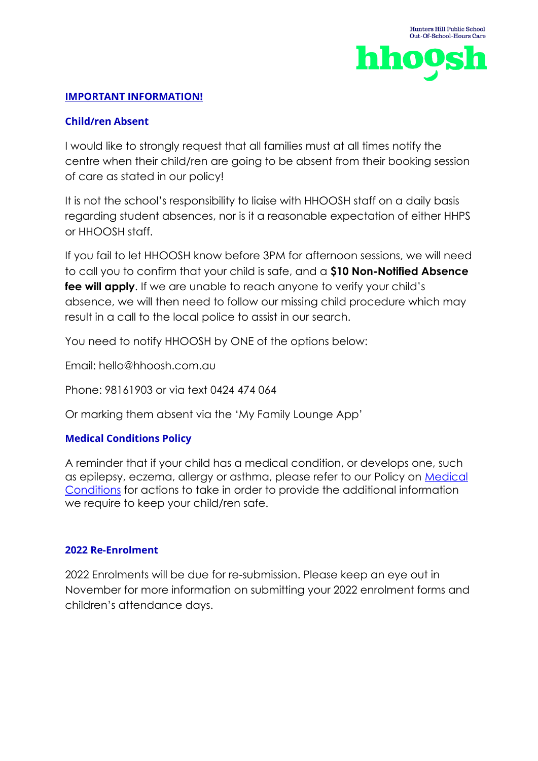Hunters Hill Public School
Out-Of-School-Hours Care

hhoosh

## IMPORTANT INFORMATION!

### Child/ren Absent

I would like to strongly request that all families must at all times notify the centre when their child/ren are going to be absent from their booking session of care as stated in our policy!

It is not the school's responsibility to liaise with HHOOSH staff on a daily basis regarding student absences, nor is it a reasonable expectation of either HHPS or HHOOSH staff.

If you fail to let HHOOSH know before 3PM for afternoon sessions, we will need to call you to confirm that your child is safe, and a **$10 Non-Notified Absence fee will apply**. If we are unable to reach anyone to verify your child's absence, we will then need to follow our missing child procedure which may result in a call to the local police to assist in our search.

You need to notify HHOOSH by ONE of the options below:

Email: hello@hhoosh.com.au

Phone: 98161903 or via text 0424 474 064

Or marking them absent via the 'My Family Lounge App'

### Medical Conditions Policy

A reminder that if your child has a medical condition, or develops one, such as epilepsy, eczema, allergy or asthma, please refer to our Policy on Medical Conditions for actions to take in order to provide the additional information we require to keep your child/ren safe.

### 2022 Re-Enrolment

2022 Enrolments will be due for re-submission. Please keep an eye out in November for more information on submitting your 2022 enrolment forms and children's attendance days.